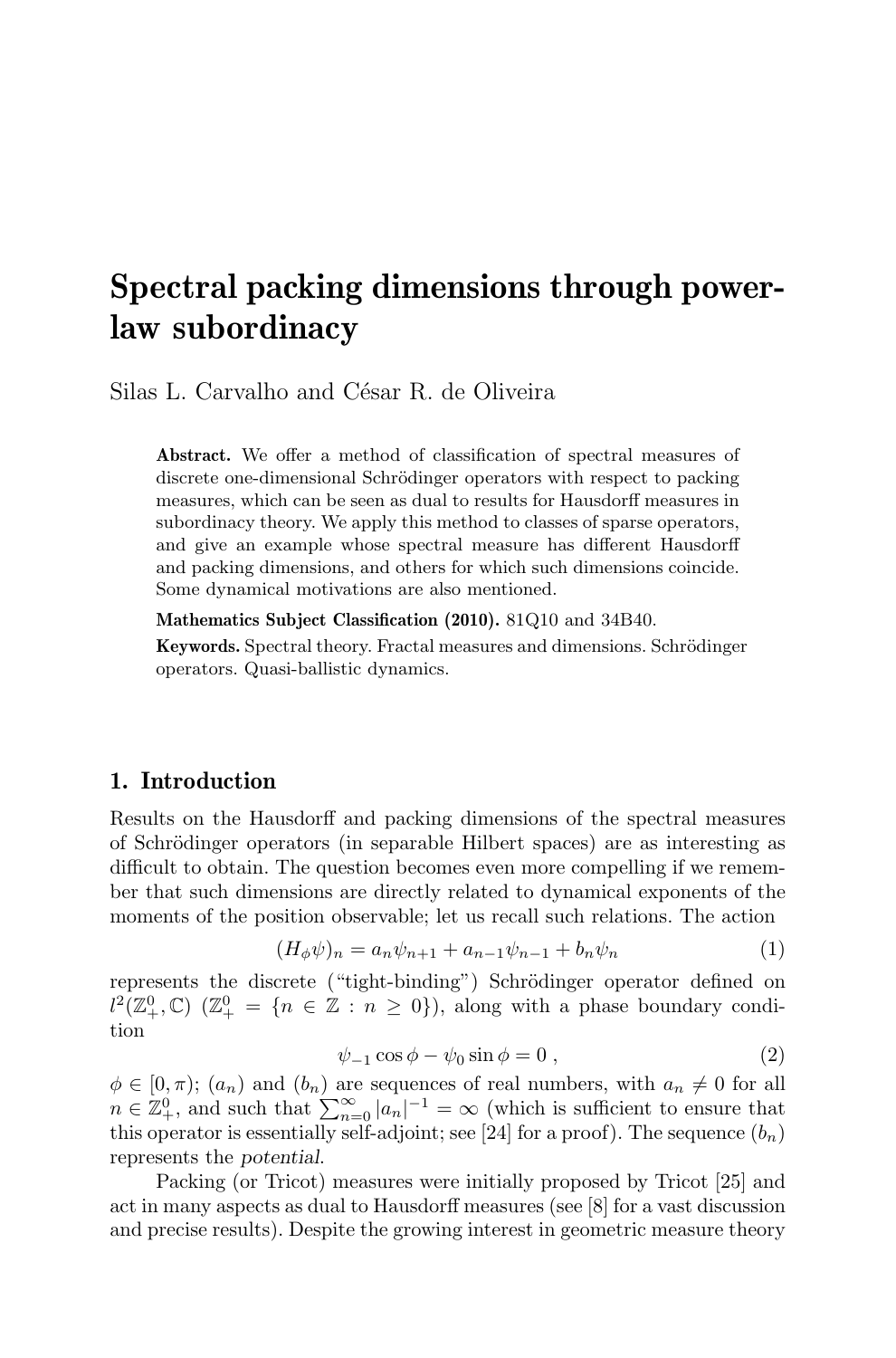# Spectral packing dimensions through power-law subordinacy

Silas L. Carvalho and César R. de Oliveira

**Abstract.** We offer a method of classification of spectral measures of discrete one-dimensional Schrödinger operators with respect to packing measures, which can be seen as dual to results for Hausdorff measures in subordinacy theory. We apply this method to classes of sparse operators, and give an example whose spectral measure has different Hausdorff and packing dimensions, and others for which such dimensions coincide. Some dynamical motivations are also mentioned.

**Mathematics Subject Classification (2010).** 81Q10 and 34B40.

**Keywords.** Spectral theory. Fractal measures and dimensions. Schrödinger operators. Quasi-ballistic dynamics.

## 1. Introduction

Results on the Hausdorff and packing dimensions of the spectral measures of Schrödinger operators (in separable Hilbert spaces) are as interesting as difficult to obtain. The question becomes even more compelling if we remember that such dimensions are directly related to dynamical exponents of the moments of the position observable; let us recall such relations. The action

$$(H_\phi \psi)_n = a_n \psi_{n+1} + a_{n-1}\psi_{n-1} + b_n \psi_n \tag{1}$$

represents the discrete ("tight-binding") Schrödinger operator defined on $l^2(\mathbb{Z}_+^0, \mathbb{C})$ ($\mathbb{Z}_+^0 = \{n \in \mathbb{Z} : n \geq 0\}$), along with a phase boundary condition

$$\psi_{-1}\cos\phi - \psi_0 \sin\phi = 0 \ , \tag{2}$$

$\phi \in [0, \pi)$; $(a_n)$ and $(b_n)$ are sequences of real numbers, with $a_n \neq 0$ for all $n \in \mathbb{Z}_+^0$, and such that $\sum_{n=0}^{\infty} |a_n|^{-1} = \infty$ (which is sufficient to ensure that this operator is essentially self-adjoint; see [24] for a proof). The sequence $(b_n)$ represents the *potential*.

Packing (or Tricot) measures were initially proposed by Tricot [25] and act in many aspects as dual to Hausdorff measures (see [8] for a vast discussion and precise results). Despite the growing interest in geometric measure theory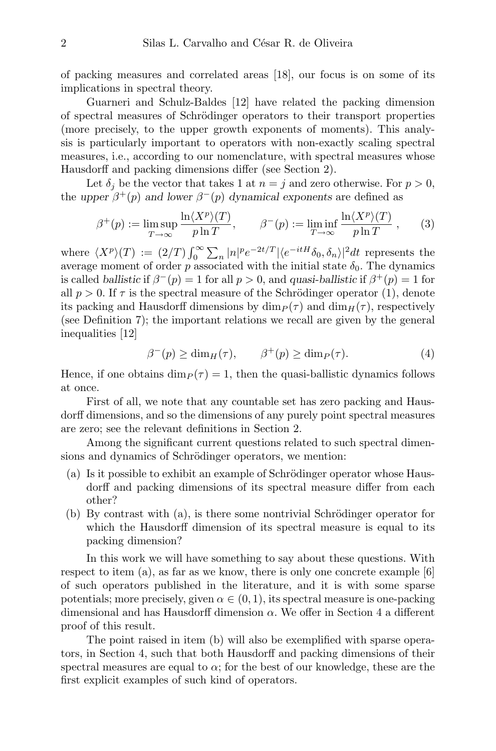of packing measures and correlated areas [18], our focus is on some of its implications in spectral theory.

Guarneri and Schulz-Baldes [12] have related the packing dimension of spectral measures of Schrödinger operators to their transport properties (more precisely, to the upper growth exponents of moments). This analysis is particularly important to operators with non-exactly scaling spectral measures, i.e., according to our nomenclature, with spectral measures whose Hausdorff and packing dimensions differ (see Section 2).

Let $\delta_j$ be the vector that takes 1 at $n = j$ and zero otherwise. For $p > 0$, the *upper $\beta^+(p)$ and lower $\beta^-(p)$ dynamical exponents* are defined as

$$\beta^+(p) := \limsup_{T\to\infty} \frac{\ln\langle X^p\rangle(T)}{p\ln T}, \qquad \beta^-(p) := \liminf_{T\to\infty} \frac{\ln\langle X^p\rangle(T)}{p\ln T}\ , \tag{3}$$

where $\langle X^p\rangle(T) := (2/T)\int_0^\infty \sum_n |n|^p e^{-2t/T}|\langle e^{-itH}\delta_0, \delta_n\rangle|^2 dt$ represents the average moment of order $p$ associated with the initial state $\delta_0$. The dynamics is called *ballistic* if $\beta^-(p) = 1$ for all $p > 0$, and *quasi-ballistic* if $\beta^+(p) = 1$ for all $p > 0$. If $\tau$ is the spectral measure of the Schrödinger operator (1), denote its packing and Hausdorff dimensions by $\dim_P(\tau)$ and $\dim_H(\tau)$, respectively (see Definition 7); the important relations we recall are given by the general inequalities [12]

$$\beta^-(p) \geq \dim_H(\tau), \qquad \beta^+(p) \geq \dim_P(\tau). \tag{4}$$

Hence, if one obtains $\dim_P(\tau) = 1$, then the quasi-ballistic dynamics follows at once.

First of all, we note that any countable set has zero packing and Hausdorff dimensions, and so the dimensions of any purely point spectral measures are zero; see the relevant definitions in Section 2.

Among the significant current questions related to such spectral dimensions and dynamics of Schrödinger operators, we mention:

(a) Is it possible to exhibit an example of Schrödinger operator whose Hausdorff and packing dimensions of its spectral measure differ from each other?

(b) By contrast with (a), is there some nontrivial Schrödinger operator for which the Hausdorff dimension of its spectral measure is equal to its packing dimension?

In this work we will have something to say about these questions. With respect to item (a), as far as we know, there is only one concrete example [6] of such operators published in the literature, and it is with some sparse potentials; more precisely, given $\alpha \in (0, 1)$, its spectral measure is one-packing dimensional and has Hausdorff dimension $\alpha$. We offer in Section 4 a different proof of this result.

The point raised in item (b) will also be exemplified with sparse operators, in Section 4, such that both Hausdorff and packing dimensions of their spectral measures are equal to $\alpha$; for the best of our knowledge, these are the first explicit examples of such kind of operators.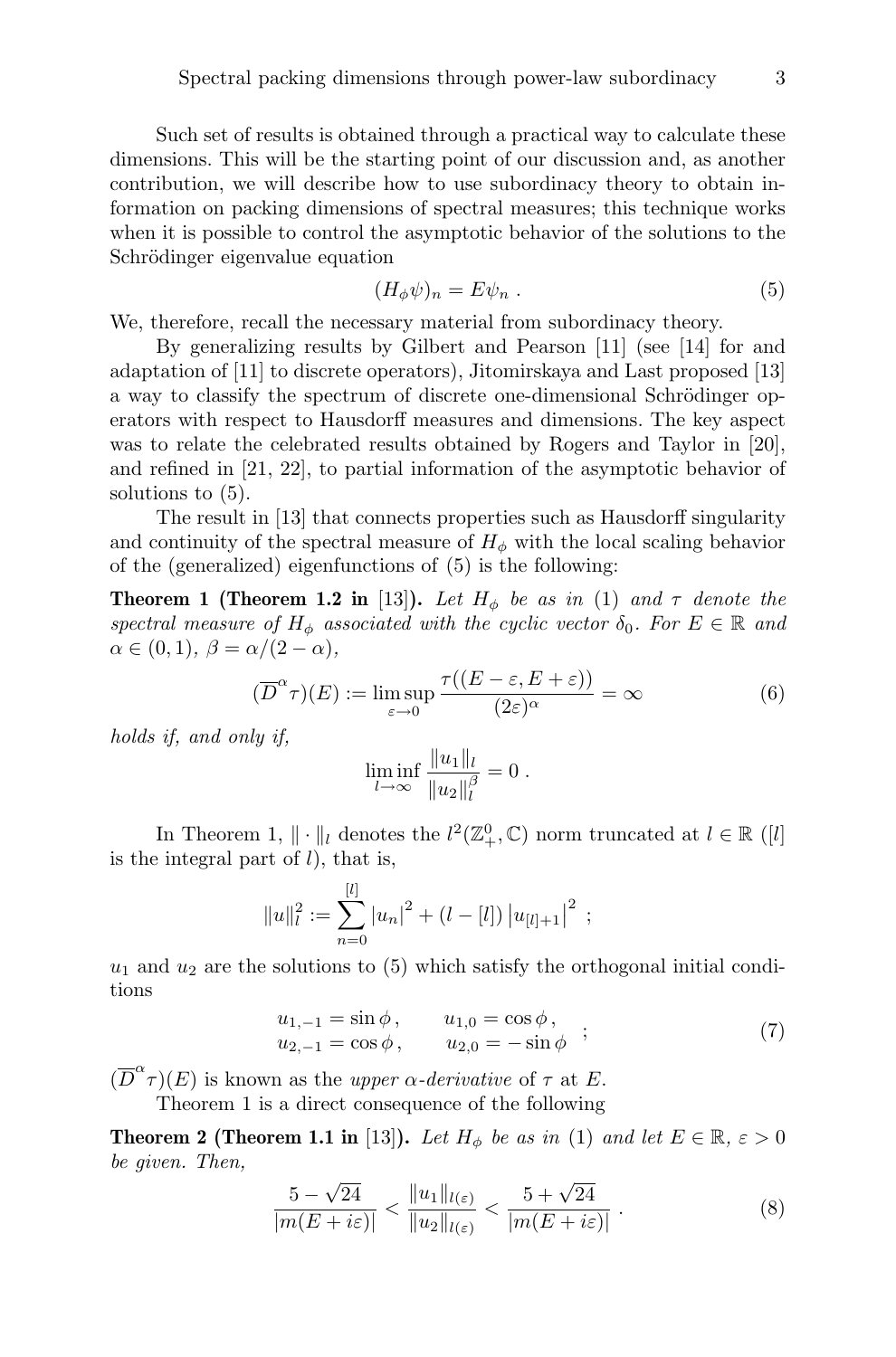Such set of results is obtained through a practical way to calculate these dimensions. This will be the starting point of our discussion and, as another contribution, we will describe how to use subordinacy theory to obtain information on packing dimensions of spectral measures; this technique works when it is possible to control the asymptotic behavior of the solutions to the Schrödinger eigenvalue equation

$$(H_\phi \psi)_n = E\psi_n \; . \tag{5}$$

We, therefore, recall the necessary material from subordinacy theory.

By generalizing results by Gilbert and Pearson [11] (see [14] for and adaptation of [11] to discrete operators), Jitomirskaya and Last proposed [13] a way to classify the spectrum of discrete one-dimensional Schrödinger operators with respect to Hausdorff measures and dimensions. The key aspect was to relate the celebrated results obtained by Rogers and Taylor in [20], and refined in [21, 22], to partial information of the asymptotic behavior of solutions to (5).

The result in [13] that connects properties such as Hausdorff singularity and continuity of the spectral measure of $H_\phi$ with the local scaling behavior of the (generalized) eigenfunctions of (5) is the following:

**Theorem 1 (Theorem 1.2 in [13]).** *Let $H_\phi$ be as in* (1) *and $\tau$ denote the spectral measure of $H_\phi$ associated with the cyclic vector $\delta_0$. For $E \in \mathbb{R}$ and $\alpha \in (0,1)$, $\beta = \alpha/(2-\alpha)$,*

$$(\overline{D}^\alpha \tau)(E) := \limsup_{\varepsilon \to 0} \frac{\tau((E-\varepsilon, E+\varepsilon))}{(2\varepsilon)^\alpha} = \infty \tag{6}$$

*holds if, and only if,*

$$\liminf_{l\to\infty} \frac{\|u_1\|_l}{\|u_2\|_l^\beta} = 0 \; .$$

In Theorem 1, $\|\cdot\|_l$ denotes the $l^2(\mathbb{Z}_+^0, \mathbb{C})$ norm truncated at $l \in \mathbb{R}$ ($[l]$ is the integral part of $l$), that is,

$$\|u\|_l^2 := \sum_{n=0}^{[l]} |u_n|^2 + (l - [l]) \left|u_{[l]+1}\right|^2 \; ;$$

$u_1$ and $u_2$ are the solutions to (5) which satisfy the orthogonal initial conditions

$$\begin{array}{ll} u_{1,-1} = \sin\phi \, , & u_{1,0} = \cos\phi \, , \\ u_{2,-1} = \cos\phi \, , & u_{2,0} = -\sin\phi \end{array} \; ; \tag{7}$$

$(\overline{D}^\alpha \tau)(E)$ is known as the *upper $\alpha$-derivative* of $\tau$ at $E$.

Theorem 1 is a direct consequence of the following

**Theorem 2 (Theorem 1.1 in [13]).** *Let $H_\phi$ be as in* (1) *and let $E \in \mathbb{R}$, $\varepsilon > 0$ be given. Then,*

$$\frac{5-\sqrt{24}}{|m(E+i\varepsilon)|} < \frac{\|u_1\|_{l(\varepsilon)}}{\|u_2\|_{l(\varepsilon)}} < \frac{5+\sqrt{24}}{|m(E+i\varepsilon)|} \; . \tag{8}$$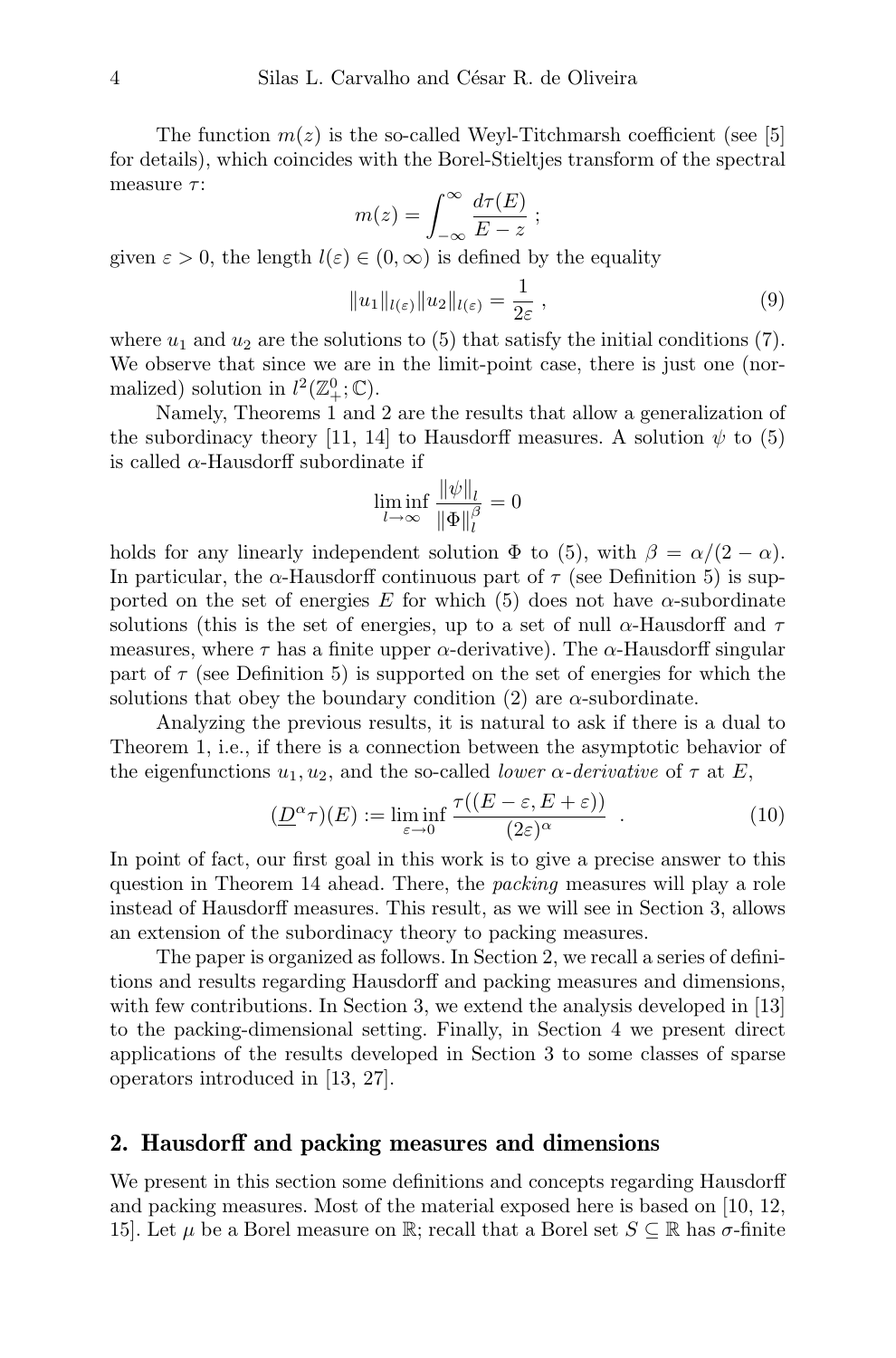The function $m(z)$ is the so-called Weyl-Titchmarsh coefficient (see [5] for details), which coincides with the Borel-Stieltjes transform of the spectral measure $\tau$:

$$m(z) = \int_{-\infty}^{\infty} \frac{d\tau(E)}{E - z} \; ;$$

given $\varepsilon > 0$, the length $l(\varepsilon) \in (0, \infty)$ is defined by the equality

$$\|u_1\|_{l(\varepsilon)} \|u_2\|_{l(\varepsilon)} = \frac{1}{2\varepsilon} \; , \tag{9}$$

where $u_1$ and $u_2$ are the solutions to (5) that satisfy the initial conditions (7). We observe that since we are in the limit-point case, there is just one (normalized) solution in $l^2(\mathbb{Z}_+^0; \mathbb{C})$.

Namely, Theorems 1 and 2 are the results that allow a generalization of the subordinacy theory [11, 14] to Hausdorff measures. A solution $\psi$ to (5) is called $\alpha$-Hausdorff subordinate if

$$\liminf_{l \to \infty} \frac{\|\psi\|_l}{\|\Phi\|_l^{\beta}} = 0$$

holds for any linearly independent solution $\Phi$ to (5), with $\beta = \alpha/(2 - \alpha)$. In particular, the $\alpha$-Hausdorff continuous part of $\tau$ (see Definition 5) is supported on the set of energies $E$ for which (5) does not have $\alpha$-subordinate solutions (this is the set of energies, up to a set of null $\alpha$-Hausdorff and $\tau$ measures, where $\tau$ has a finite upper $\alpha$-derivative). The $\alpha$-Hausdorff singular part of $\tau$ (see Definition 5) is supported on the set of energies for which the solutions that obey the boundary condition (2) are $\alpha$-subordinate.

Analyzing the previous results, it is natural to ask if there is a dual to Theorem 1, i.e., if there is a connection between the asymptotic behavior of the eigenfunctions $u_1, u_2$, and the so-called *lower $\alpha$-derivative* of $\tau$ at $E$,

$$(\underline{D}^{\alpha}\tau)(E) := \liminf_{\varepsilon \to 0} \frac{\tau((E - \varepsilon, E + \varepsilon))}{(2\varepsilon)^{\alpha}} \quad . \tag{10}$$

In point of fact, our first goal in this work is to give a precise answer to this question in Theorem 14 ahead. There, the *packing* measures will play a role instead of Hausdorff measures. This result, as we will see in Section 3, allows an extension of the subordinacy theory to packing measures.

The paper is organized as follows. In Section 2, we recall a series of definitions and results regarding Hausdorff and packing measures and dimensions, with few contributions. In Section 3, we extend the analysis developed in [13] to the packing-dimensional setting. Finally, in Section 4 we present direct applications of the results developed in Section 3 to some classes of sparse operators introduced in [13, 27].

## 2. Hausdorff and packing measures and dimensions

We present in this section some definitions and concepts regarding Hausdorff and packing measures. Most of the material exposed here is based on [10, 12, 15]. Let $\mu$ be a Borel measure on $\mathbb{R}$; recall that a Borel set $S \subseteq \mathbb{R}$ has $\sigma$-finite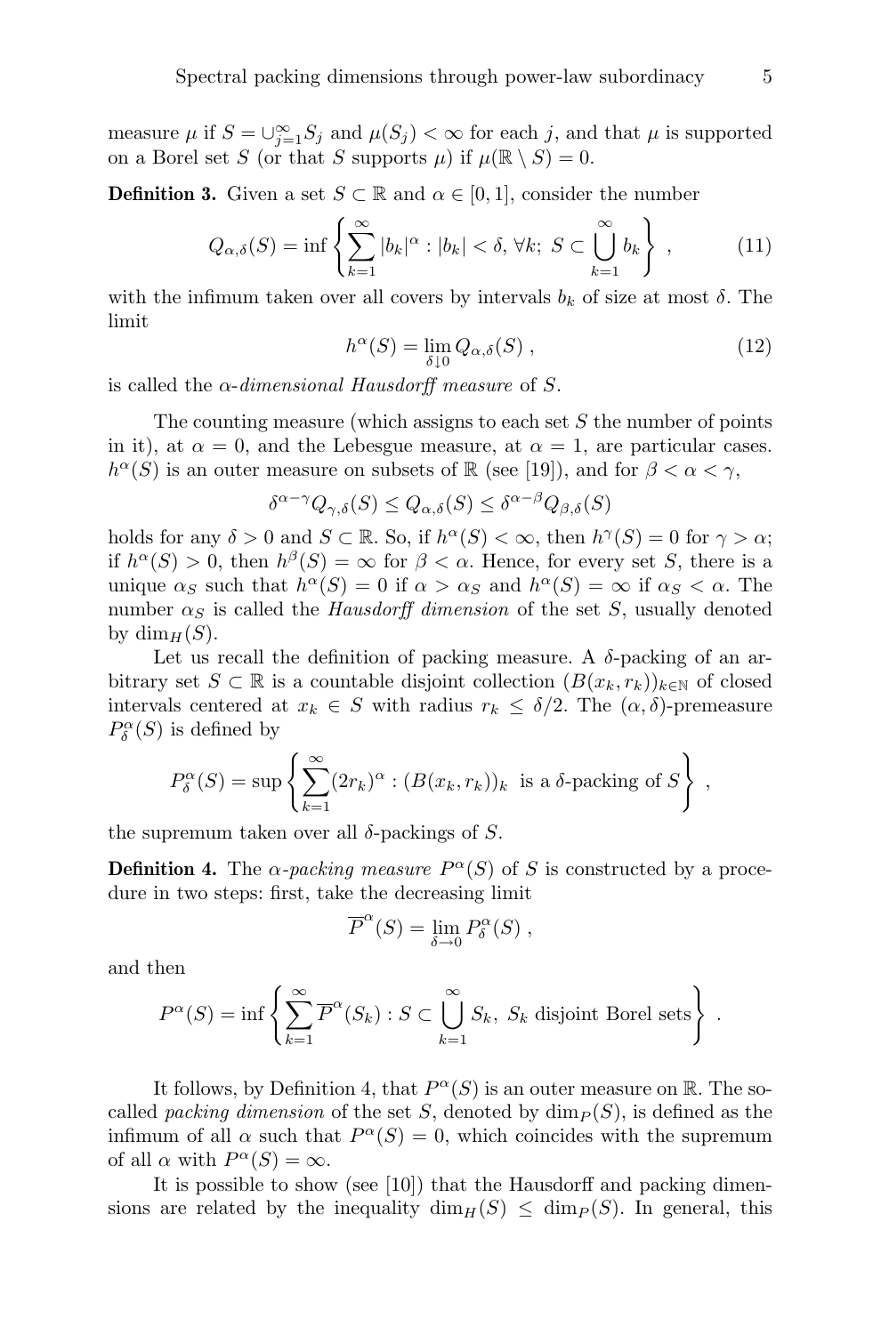measure $\mu$ if $S = \cup_{j=1}^{\infty} S_j$ and $\mu(S_j) < \infty$ for each $j$, and that $\mu$ is supported on a Borel set $S$ (or that $S$ supports $\mu$) if $\mu(\mathbb{R} \setminus S) = 0$.

**Definition 3.** Given a set $S \subset \mathbb{R}$ and $\alpha \in [0, 1]$, consider the number

$$Q_{\alpha,\delta}(S) = \inf \left\{ \sum_{k=1}^{\infty} |b_k|^{\alpha} : |b_k| < \delta, \forall k;\ S \subset \bigcup_{k=1}^{\infty} b_k \right\} , \tag{11}$$

with the infimum taken over all covers by intervals $b_k$ of size at most $\delta$. The limit

$$h^{\alpha}(S) = \lim_{\delta \downarrow 0} Q_{\alpha,\delta}(S) , \tag{12}$$

is called the *$\alpha$-dimensional Hausdorff measure* of $S$.

The counting measure (which assigns to each set $S$ the number of points in it), at $\alpha = 0$, and the Lebesgue measure, at $\alpha = 1$, are particular cases. $h^{\alpha}(S)$ is an outer measure on subsets of $\mathbb{R}$ (see [19]), and for $\beta < \alpha < \gamma$,

$$\delta^{\alpha-\gamma} Q_{\gamma,\delta}(S) \le Q_{\alpha,\delta}(S) \le \delta^{\alpha-\beta} Q_{\beta,\delta}(S)$$

holds for any $\delta > 0$ and $S \subset \mathbb{R}$. So, if $h^{\alpha}(S) < \infty$, then $h^{\gamma}(S) = 0$ for $\gamma > \alpha$; if $h^{\alpha}(S) > 0$, then $h^{\beta}(S) = \infty$ for $\beta < \alpha$. Hence, for every set $S$, there is a unique $\alpha_S$ such that $h^{\alpha}(S) = 0$ if $\alpha > \alpha_S$ and $h^{\alpha}(S) = \infty$ if $\alpha_S < \alpha$. The number $\alpha_S$ is called the *Hausdorff dimension* of the set $S$, usually denoted by $\dim_H(S)$.

Let us recall the definition of packing measure. A $\delta$-packing of an arbitrary set $S \subset \mathbb{R}$ is a countable disjoint collection $(B(x_k, r_k))_{k \in \mathbb{N}}$ of closed intervals centered at $x_k \in S$ with radius $r_k \le \delta/2$. The $(\alpha, \delta)$-premeasure $P_{\delta}^{\alpha}(S)$ is defined by

$$P_{\delta}^{\alpha}(S) = \sup \left\{ \sum_{k=1}^{\infty} (2r_k)^{\alpha} : (B(x_k, r_k))_k \text{ is a } \delta\text{-packing of } S \right\} ,$$

the supremum taken over all $\delta$-packings of $S$.

**Definition 4.** The *$\alpha$-packing measure* $P^{\alpha}(S)$ of $S$ is constructed by a procedure in two steps: first, take the decreasing limit

$$\overline{P}^{\alpha}(S) = \lim_{\delta \to 0} P_{\delta}^{\alpha}(S) ,$$

and then

$$P^{\alpha}(S) = \inf \left\{ \sum_{k=1}^{\infty} \overline{P}^{\alpha}(S_k) : S \subset \bigcup_{k=1}^{\infty} S_k,\ S_k \text{ disjoint Borel sets} \right\} .$$

It follows, by Definition 4, that $P^{\alpha}(S)$ is an outer measure on $\mathbb{R}$. The so-called *packing dimension* of the set $S$, denoted by $\dim_P(S)$, is defined as the infimum of all $\alpha$ such that $P^{\alpha}(S) = 0$, which coincides with the supremum of all $\alpha$ with $P^{\alpha}(S) = \infty$.

It is possible to show (see [10]) that the Hausdorff and packing dimensions are related by the inequality $\dim_H(S) \le \dim_P(S)$. In general, this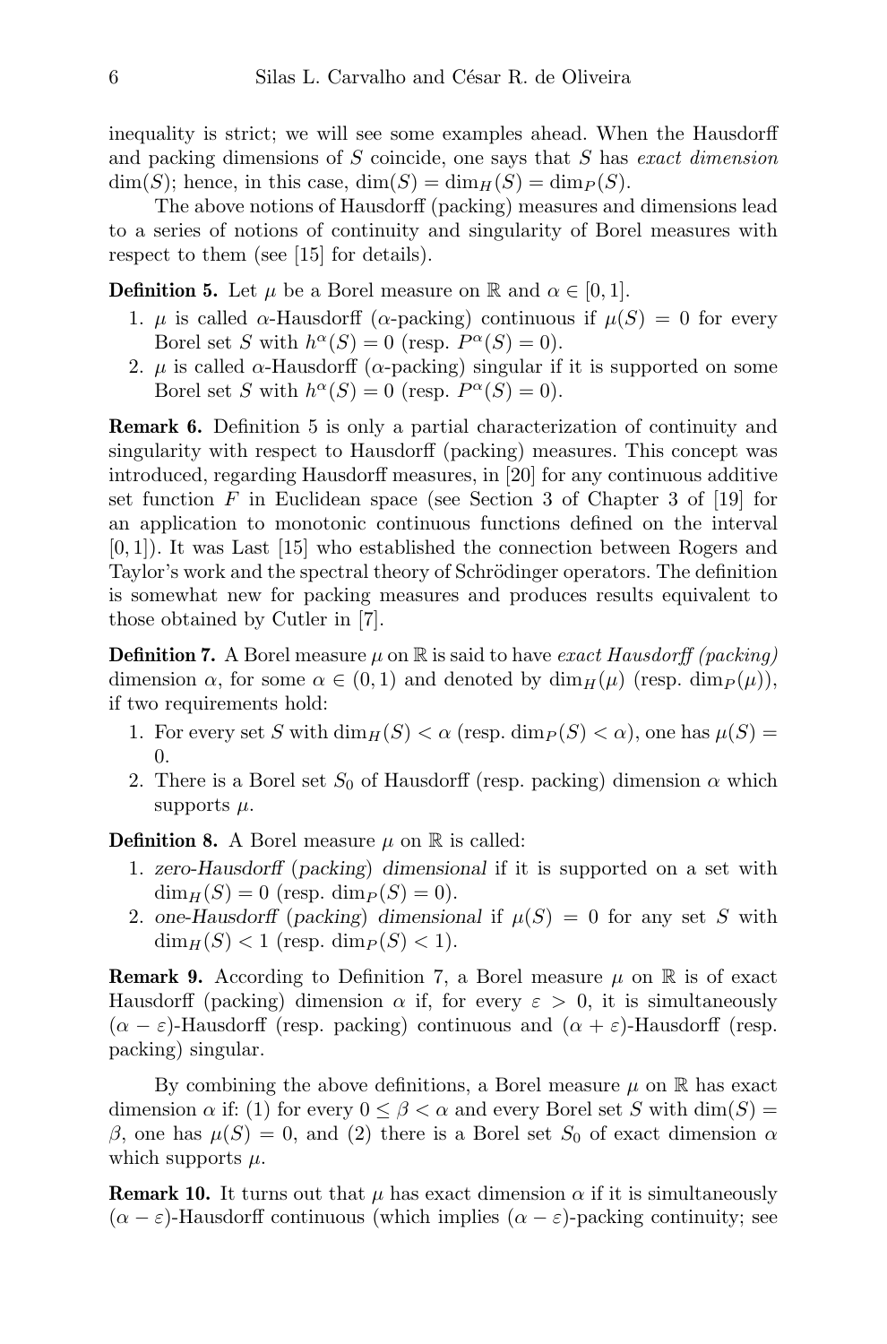inequality is strict; we will see some examples ahead. When the Hausdorff and packing dimensions of $S$ coincide, one says that $S$ has *exact dimension* $\dim(S)$; hence, in this case, $\dim(S) = \dim_H(S) = \dim_P(S)$.

The above notions of Hausdorff (packing) measures and dimensions lead to a series of notions of continuity and singularity of Borel measures with respect to them (see [15] for details).

**Definition 5.** Let $\mu$ be a Borel measure on $\mathbb{R}$ and $\alpha \in [0, 1]$.

1. $\mu$ is called $\alpha$-Hausdorff ($\alpha$-packing) continuous if $\mu(S) = 0$ for every Borel set $S$ with $h^\alpha(S) = 0$ (resp. $P^\alpha(S) = 0$).
2. $\mu$ is called $\alpha$-Hausdorff ($\alpha$-packing) singular if it is supported on some Borel set $S$ with $h^\alpha(S) = 0$ (resp. $P^\alpha(S) = 0$).

**Remark 6.** Definition 5 is only a partial characterization of continuity and singularity with respect to Hausdorff (packing) measures. This concept was introduced, regarding Hausdorff measures, in [20] for any continuous additive set function $F$ in Euclidean space (see Section 3 of Chapter 3 of [19] for an application to monotonic continuous functions defined on the interval $[0, 1]$). It was Last [15] who established the connection between Rogers and Taylor's work and the spectral theory of Schrödinger operators. The definition is somewhat new for packing measures and produces results equivalent to those obtained by Cutler in [7].

**Definition 7.** A Borel measure $\mu$ on $\mathbb{R}$ is said to have *exact Hausdorff (packing)* dimension $\alpha$, for some $\alpha \in (0, 1)$ and denoted by $\dim_H(\mu)$ (resp. $\dim_P(\mu)$), if two requirements hold:

1. For every set $S$ with $\dim_H(S) < \alpha$ (resp. $\dim_P(S) < \alpha$), one has $\mu(S) = 0$.
2. There is a Borel set $S_0$ of Hausdorff (resp. packing) dimension $\alpha$ which supports $\mu$.

**Definition 8.** A Borel measure $\mu$ on $\mathbb{R}$ is called:

1. *zero-Hausdorff (packing) dimensional* if it is supported on a set with $\dim_H(S) = 0$ (resp. $\dim_P(S) = 0$).
2. *one-Hausdorff (packing) dimensional* if $\mu(S) = 0$ for any set $S$ with $\dim_H(S) < 1$ (resp. $\dim_P(S) < 1$).

**Remark 9.** According to Definition 7, a Borel measure $\mu$ on $\mathbb{R}$ is of exact Hausdorff (packing) dimension $\alpha$ if, for every $\varepsilon > 0$, it is simultaneously $(\alpha - \varepsilon)$-Hausdorff (resp. packing) continuous and $(\alpha + \varepsilon)$-Hausdorff (resp. packing) singular.

By combining the above definitions, a Borel measure $\mu$ on $\mathbb{R}$ has exact dimension $\alpha$ if: (1) for every $0 \leq \beta < \alpha$ and every Borel set $S$ with $\dim(S) = \beta$, one has $\mu(S) = 0$, and (2) there is a Borel set $S_0$ of exact dimension $\alpha$ which supports $\mu$.

**Remark 10.** It turns out that $\mu$ has exact dimension $\alpha$ if it is simultaneously $(\alpha - \varepsilon)$-Hausdorff continuous (which implies $(\alpha - \varepsilon)$-packing continuity; see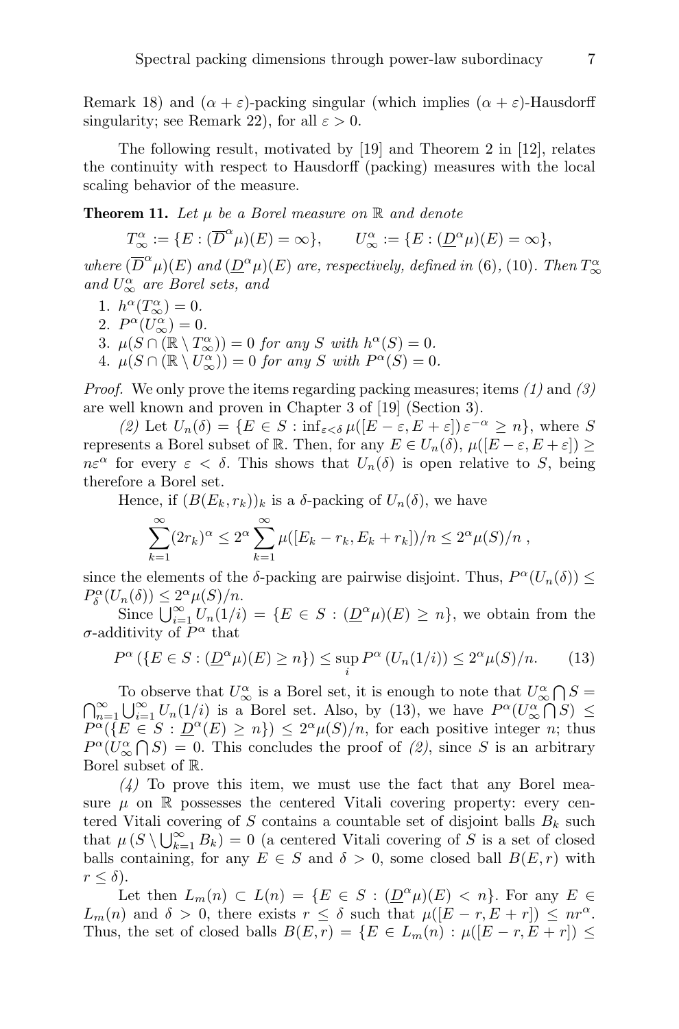Remark 18) and $(\alpha+\varepsilon)$-packing singular (which implies $(\alpha+\varepsilon)$-Hausdorff singularity; see Remark 22), for all $\varepsilon > 0$.

The following result, motivated by [19] and Theorem 2 in [12], relates the continuity with respect to Hausdorff (packing) measures with the local scaling behavior of the measure.

**Theorem 11.** *Let $\mu$ be a Borel measure on $\mathbb{R}$ and denote*

$$T_\infty^\alpha := \{E : (\overline{D}^\alpha\mu)(E) = \infty\}, \qquad U_\infty^\alpha := \{E : (\underline{D}^\alpha\mu)(E) = \infty\},$$

*where $(\overline{D}^\alpha\mu)(E)$ and $(\underline{D}^\alpha\mu)(E)$ are, respectively, defined in* (6), (10). *Then $T_\infty^\alpha$ and $U_\infty^\alpha$ are Borel sets, and*

1. $h^\alpha(T_\infty^\alpha) = 0$.
2. $P^\alpha(U_\infty^\alpha) = 0$.
3. $\mu(S \cap (\mathbb{R}\setminus T_\infty^\alpha)) = 0$ *for any $S$ with $h^\alpha(S) = 0$.*
4. $\mu(S \cap (\mathbb{R}\setminus U_\infty^\alpha)) = 0$ *for any $S$ with $P^\alpha(S) = 0$.*

*Proof.* We only prove the items regarding packing measures; items *(1)* and *(3)* are well known and proven in Chapter 3 of [19] (Section 3).

*(2)* Let $U_n(\delta) = \{E \in S : \inf_{\varepsilon<\delta} \mu([E-\varepsilon, E+\varepsilon])\,\varepsilon^{-\alpha} \geq n\}$, where $S$ represents a Borel subset of $\mathbb{R}$. Then, for any $E \in U_n(\delta)$, $\mu([E-\varepsilon, E+\varepsilon]) \geq n\varepsilon^\alpha$ for every $\varepsilon < \delta$. This shows that $U_n(\delta)$ is open relative to $S$, being therefore a Borel set.

Hence, if $(B(E_k, r_k))_k$ is a $\delta$-packing of $U_n(\delta)$, we have

$$\sum_{k=1}^\infty (2r_k)^\alpha \leq 2^\alpha \sum_{k=1}^\infty \mu([E_k - r_k, E_k + r_k])/n \leq 2^\alpha \mu(S)/n\ ,$$

since the elements of the $\delta$-packing are pairwise disjoint. Thus, $P^\alpha(U_n(\delta)) \leq P_\delta^\alpha(U_n(\delta)) \leq 2^\alpha\mu(S)/n$.

Since $\bigcup_{i=1}^\infty U_n(1/i) = \{E \in S : (\underline{D}^\alpha\mu)(E) \geq n\}$, we obtain from the $\sigma$-additivity of $P^\alpha$ that

$$P^\alpha\left(\{E \in S : (\underline{D}^\alpha\mu)(E) \geq n\}\right) \leq \sup_i P^\alpha\left(U_n(1/i)\right) \leq 2^\alpha\mu(S)/n. \tag{13}$$

To observe that $U_\infty^\alpha$ is a Borel set, it is enough to note that $U_\infty^\alpha \bigcap S = \bigcap_{n=1}^\infty \bigcup_{i=1}^\infty U_n(1/i)$ is a Borel set. Also, by (13), we have $P^\alpha(U_\infty^\alpha \bigcap S) \leq P^\alpha(\{E \in S : \underline{D}^\alpha(E) \geq n\}) \leq 2^\alpha\mu(S)/n$, for each positive integer $n$; thus $P^\alpha(U_\infty^\alpha \bigcap S) = 0$. This concludes the proof of *(2)*, since $S$ is an arbitrary Borel subset of $\mathbb{R}$.

*(4)* To prove this item, we must use the fact that any Borel measure $\mu$ on $\mathbb{R}$ possesses the centered Vitali covering property: every centered Vitali covering of $S$ contains a countable set of disjoint balls $B_k$ such that $\mu\left(S \setminus \bigcup_{k=1}^\infty B_k\right) = 0$ (a centered Vitali covering of $S$ is a set of closed balls containing, for any $E \in S$ and $\delta > 0$, some closed ball $B(E, r)$ with $r \leq \delta$).

Let then $L_m(n) \subset L(n) = \{E \in S : (\underline{D}^\alpha\mu)(E) < n\}$. For any $E \in L_m(n)$ and $\delta > 0$, there exists $r \leq \delta$ such that $\mu([E-r, E+r]) \leq nr^\alpha$. Thus, the set of closed balls $B(E, r) = \{E \in L_m(n) : \mu([E-r, E+r]) \leq$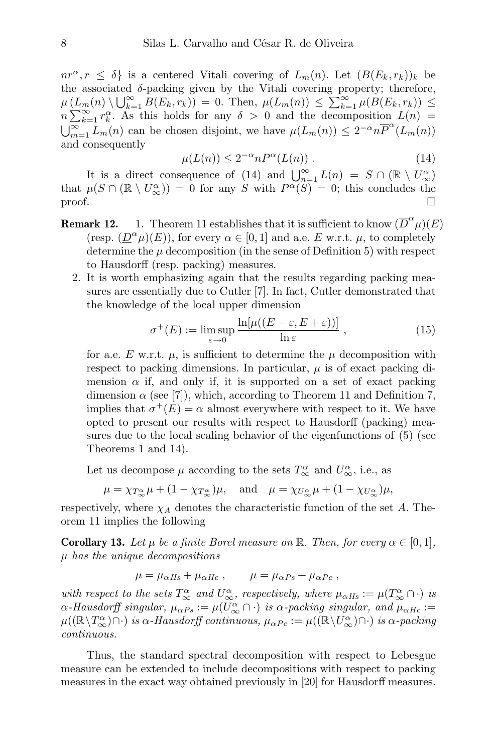$nr^\alpha, r \le \delta\}$ is a centered Vitali covering of $L_m(n)$. Let $(B(E_k, r_k))_k$ be the associated $\delta$-packing given by the Vitali covering property; therefore, $\mu\left(L_m(n) \setminus \bigcup_{k=1}^\infty B(E_k, r_k)\right) = 0$. Then, $\mu(L_m(n)) \le \sum_{k=1}^\infty \mu(B(E_k, r_k)) \le n \sum_{k=1}^\infty r_k^\alpha$. As this holds for any $\delta > 0$ and the decomposition $L(n) = \bigcup_{m=1}^\infty L_m(n)$ can be chosen disjoint, we have $\mu(L_m(n)) \le 2^{-\alpha} n \overline{P}^\alpha(L_m(n))$ and consequently

$$\mu(L(n)) \le 2^{-\alpha} n P^\alpha(L(n)) \, . \tag{14}$$

It is a direct consequence of (14) and $\bigcup_{n=1}^\infty L(n) = S \cap (\mathbb{R} \setminus U_\infty^\alpha)$ that $\mu(S \cap (\mathbb{R} \setminus U_\infty^\alpha)) = 0$ for any $S$ with $P^\alpha(S) = 0$; this concludes the proof. □

**Remark 12.**

1. Theorem 11 establishes that it is sufficient to know $(\overline{D}^\alpha \mu)(E)$ (resp. $(\underline{D}^\alpha \mu)(E)$), for every $\alpha \in [0,1]$ and a.e. $E$ w.r.t. $\mu$, to completely determine the $\mu$ decomposition (in the sense of Definition 5) with respect to Hausdorff (resp. packing) measures.
2. It is worth emphasizing again that the results regarding packing measures are essentially due to Cutler [7]. In fact, Cutler demonstrated that the knowledge of the local upper dimension

$$\sigma^+(E) := \limsup_{\varepsilon \to 0} \frac{\ln[\mu((E-\varepsilon, E+\varepsilon))]}{\ln \varepsilon} \, , \tag{15}$$

for a.e. $E$ w.r.t. $\mu$, is sufficient to determine the $\mu$ decomposition with respect to packing dimensions. In particular, $\mu$ is of exact packing dimension $\alpha$ if, and only if, it is supported on a set of exact packing dimension $\alpha$ (see [7]), which, according to Theorem 11 and Definition 7, implies that $\sigma^+(E) = \alpha$ almost everywhere with respect to it. We have opted to present our results with respect to Hausdorff (packing) measures due to the local scaling behavior of the eigenfunctions of (5) (see Theorems 1 and 14).

Let us decompose $\mu$ according to the sets $T_\infty^\alpha$ and $U_\infty^\alpha$, i.e., as

$$\mu = \chi_{T_\infty^\alpha} \mu + (1 - \chi_{T_\infty^\alpha})\mu, \quad \text{and} \quad \mu = \chi_{U_\infty^\alpha} \mu + (1 - \chi_{U_\infty^\alpha})\mu,$$

respectively, where $\chi_A$ denotes the characteristic function of the set $A$. Theorem 11 implies the following

**Corollary 13.** *Let $\mu$ be a finite Borel measure on $\mathbb{R}$. Then, for every $\alpha \in [0,1]$, $\mu$ has the unique decompositions*

$$\mu = \mu_{\alpha Hs} + \mu_{\alpha Hc} \, , \qquad \mu = \mu_{\alpha Ps} + \mu_{\alpha Pc} \, ,$$

*with respect to the sets $T_\infty^\alpha$ and $U_\infty^\alpha$, respectively, where $\mu_{\alpha Hs} := \mu(T_\infty^\alpha \cap \cdot)$ is $\alpha$-Hausdorff singular, $\mu_{\alpha Ps} := \mu(U_\infty^\alpha \cap \cdot)$ is $\alpha$-packing singular, and $\mu_{\alpha Hc} := \mu((\mathbb{R} \setminus T_\infty^\alpha) \cap \cdot)$ is $\alpha$-Hausdorff continuous, $\mu_{\alpha Pc} := \mu((\mathbb{R} \setminus U_\infty^\alpha) \cap \cdot)$ is $\alpha$-packing continuous.*

Thus, the standard spectral decomposition with respect to Lebesgue measure can be extended to include decompositions with respect to packing measures in the exact way obtained previously in [20] for Hausdorff measures.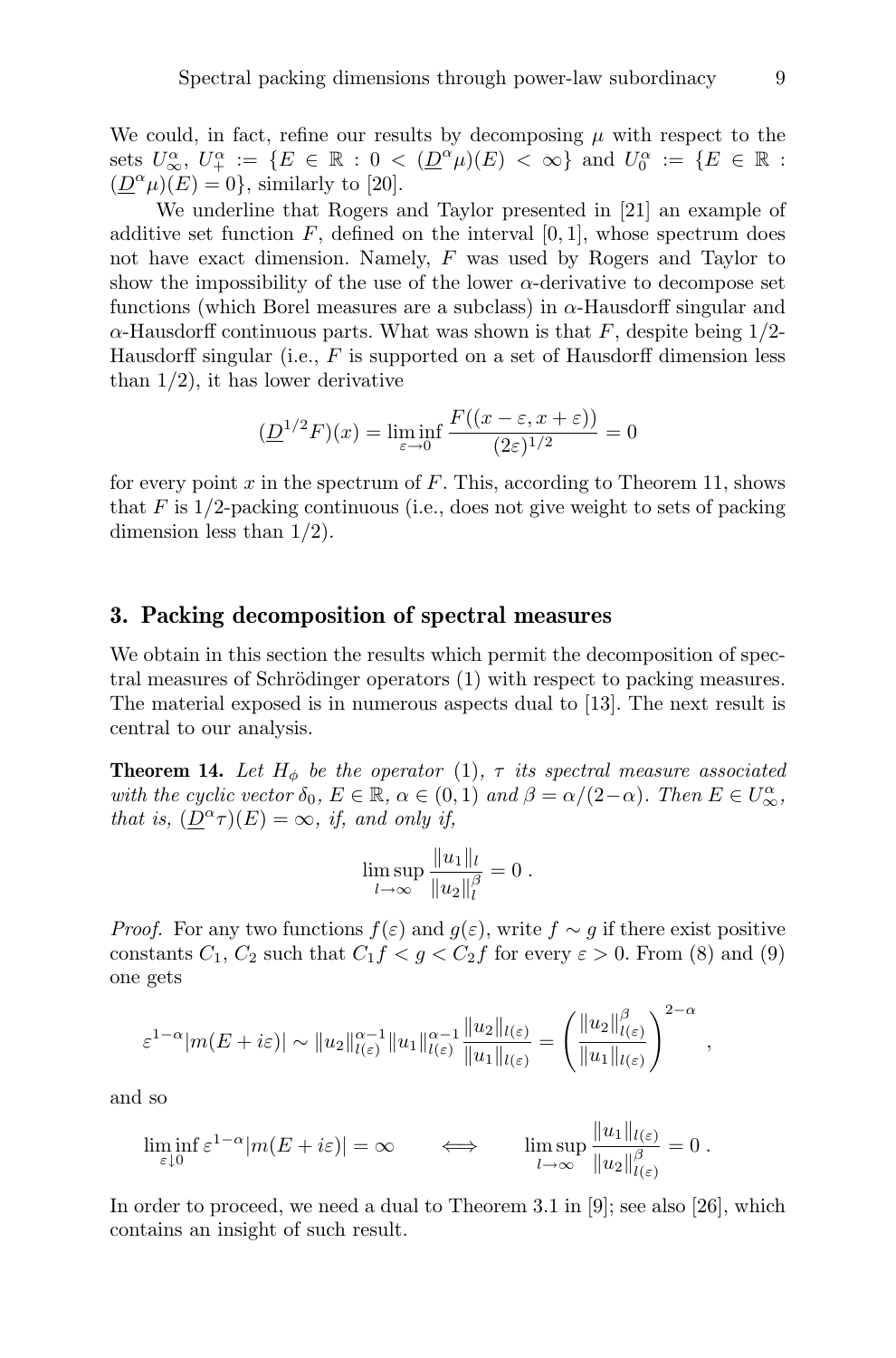We could, in fact, refine our results by decomposing $\mu$ with respect to the sets $U_\infty^\alpha$, $U_+^\alpha := \{E \in \mathbb{R} : 0 < (\underline{D}^\alpha \mu)(E) < \infty\}$ and $U_0^\alpha := \{E \in \mathbb{R} : (\underline{D}^\alpha \mu)(E) = 0\}$, similarly to [20].

We underline that Rogers and Taylor presented in [21] an example of additive set function $F$, defined on the interval $[0,1]$, whose spectrum does not have exact dimension. Namely, $F$ was used by Rogers and Taylor to show the impossibility of the use of the lower $\alpha$-derivative to decompose set functions (which Borel measures are a subclass) in $\alpha$-Hausdorff singular and $\alpha$-Hausdorff continuous parts. What was shown is that $F$, despite being $1/2$-Hausdorff singular (i.e., $F$ is supported on a set of Hausdorff dimension less than $1/2$), it has lower derivative

$$(\underline{D}^{1/2} F)(x) = \liminf_{\varepsilon \to 0} \frac{F((x-\varepsilon, x+\varepsilon))}{(2\varepsilon)^{1/2}} = 0$$

for every point $x$ in the spectrum of $F$. This, according to Theorem 11, shows that $F$ is $1/2$-packing continuous (i.e., does not give weight to sets of packing dimension less than $1/2$).

## 3. Packing decomposition of spectral measures

We obtain in this section the results which permit the decomposition of spectral measures of Schrödinger operators (1) with respect to packing measures. The material exposed is in numerous aspects dual to [13]. The next result is central to our analysis.

**Theorem 14.** *Let $H_\phi$ be the operator (1), $\tau$ its spectral measure associated with the cyclic vector $\delta_0$, $E \in \mathbb{R}$, $\alpha \in (0,1)$ and $\beta = \alpha/(2-\alpha)$. Then $E \in U_\infty^\alpha$, that is, $(\underline{D}^\alpha \tau)(E) = \infty$, if, and only if,*

$$\limsup_{l \to \infty} \frac{\|u_1\|_l}{\|u_2\|_l^\beta} = 0 \, .$$

*Proof.* For any two functions $f(\varepsilon)$ and $g(\varepsilon)$, write $f \sim g$ if there exist positive constants $C_1$, $C_2$ such that $C_1 f < g < C_2 f$ for every $\varepsilon > 0$. From (8) and (9) one gets

$$\varepsilon^{1-\alpha} |m(E + i\varepsilon)| \sim \|u_2\|_{l(\varepsilon)}^{\alpha-1} \|u_1\|_{l(\varepsilon)}^{\alpha-1} \frac{\|u_2\|_{l(\varepsilon)}}{\|u_1\|_{l(\varepsilon)}} = \left( \frac{\|u_2\|_{l(\varepsilon)}^\beta}{\|u_1\|_{l(\varepsilon)}} \right)^{2-\alpha} ,$$

and so

$$\liminf_{\varepsilon \downarrow 0} \varepsilon^{1-\alpha} |m(E + i\varepsilon)| = \infty \qquad \Longleftrightarrow \qquad \limsup_{l \to \infty} \frac{\|u_1\|_{l(\varepsilon)}}{\|u_2\|_{l(\varepsilon)}^\beta} = 0 \, .$$

In order to proceed, we need a dual to Theorem 3.1 in [9]; see also [26], which contains an insight of such result.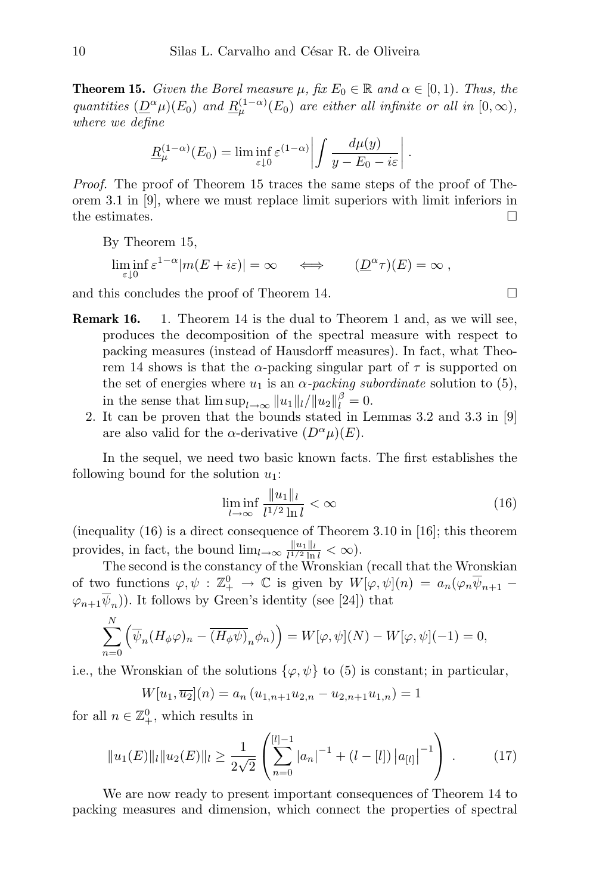**Theorem 15.** *Given the Borel measure $\mu$, fix $E_0 \in \mathbb{R}$ and $\alpha \in [0,1)$. Thus, the quantities $(\underline{D}^\alpha \mu)(E_0)$ and $\underline{R}_\mu^{(1-\alpha)}(E_0)$ are either all infinite or all in $[0,\infty)$, where we define*

$$\underline{R}_\mu^{(1-\alpha)}(E_0) = \liminf_{\varepsilon \downarrow 0} \varepsilon^{(1-\alpha)} \left| \int \frac{d\mu(y)}{y - E_0 - i\varepsilon} \right| .$$

*Proof.* The proof of Theorem 15 traces the same steps of the proof of Theorem 3.1 in [9], where we must replace limit superiors with limit inferiors in the estimates. $\square$

By Theorem 15,

$$\liminf_{\varepsilon \downarrow 0} \varepsilon^{1-\alpha} |m(E + i\varepsilon)| = \infty \qquad \Longleftrightarrow \qquad (\underline{D}^\alpha \tau)(E) = \infty \,,$$

and this concludes the proof of Theorem 14. $\square$

**Remark 16.**

1. Theorem 14 is the dual to Theorem 1 and, as we will see, produces the decomposition of the spectral measure with respect to packing measures (instead of Hausdorff measures). In fact, what Theorem 14 shows is that the $\alpha$-packing singular part of $\tau$ is supported on the set of energies where $u_1$ is an *$\alpha$-packing subordinate* solution to (5), in the sense that $\limsup_{l \to \infty} \|u_1\|_l / \|u_2\|_l^\beta = 0$.
2. It can be proven that the bounds stated in Lemmas 3.2 and 3.3 in [9] are also valid for the $\alpha$-derivative $(D^\alpha \mu)(E)$.

In the sequel, we need two basic known facts. The first establishes the following bound for the solution $u_1$:

$$\liminf_{l \to \infty} \frac{\|u_1\|_l}{l^{1/2} \ln l} < \infty \tag{16}$$

(inequality (16) is a direct consequence of Theorem 3.10 in [16]; this theorem provides, in fact, the bound $\lim_{l \to \infty} \frac{\|u_1\|_l}{l^{1/2} \ln l} < \infty$).

The second is the constancy of the Wronskian (recall that the Wronskian of two functions $\varphi, \psi : \mathbb{Z}_+^0 \to \mathbb{C}$ is given by $W[\varphi, \psi](n) = a_n(\varphi_n \overline{\psi}_{n+1} - \varphi_{n+1} \overline{\psi}_n)$). It follows by Green's identity (see [24]) that

$$\sum_{n=0}^{N} \left( \overline{\psi}_n (H_\phi \varphi)_n - \overline{(H_\phi \psi)}_n \phi_n \right) = W[\varphi, \psi](N) - W[\varphi, \psi](-1) = 0,$$

i.e., the Wronskian of the solutions $\{\varphi, \psi\}$ to (5) is constant; in particular,

$$W[u_1, \overline{u_2}](n) = a_n \left( u_{1,n+1} u_{2,n} - u_{2,n+1} u_{1,n} \right) = 1$$

for all $n \in \mathbb{Z}_+^0$, which results in

$$\|u_1(E)\|_l \|u_2(E)\|_l \geq \frac{1}{2\sqrt{2}} \left( \sum_{n=0}^{[l]-1} |a_n|^{-1} + (l - [l]) \left| a_{[l]} \right|^{-1} \right) . \tag{17}$$

We are now ready to present important consequences of Theorem 14 to packing measures and dimension, which connect the properties of spectral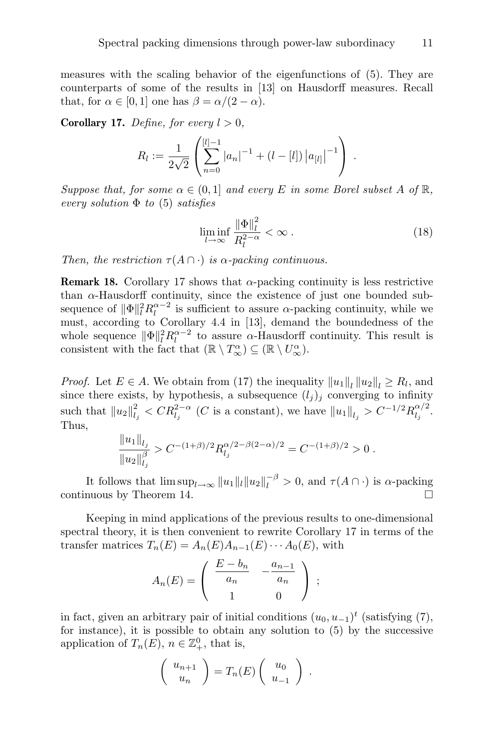measures with the scaling behavior of the eigenfunctions of (5). They are counterparts of some of the results in [13] on Hausdorff measures. Recall that, for $\alpha \in [0,1]$ one has $\beta = \alpha/(2-\alpha)$.

**Corollary 17.** *Define, for every $l > 0$,*

$$R_l := \frac{1}{2\sqrt{2}} \left( \sum_{n=0}^{[l]-1} |a_n|^{-1} + (l - [l]) \left|a_{[l]}\right|^{-1} \right) .$$

*Suppose that, for some $\alpha \in (0,1]$ and every $E$ in some Borel subset $A$ of $\mathbb{R}$, every solution $\Phi$ to* (5) *satisfies*

$$\liminf_{l \to \infty} \frac{\|\Phi\|_l^2}{R_l^{2-\alpha}} < \infty . \tag{18}$$

*Then, the restriction $\tau(A \cap \cdot)$ is $\alpha$-packing continuous.*

**Remark 18.** Corollary 17 shows that $\alpha$-packing continuity is less restrictive than $\alpha$-Hausdorff continuity, since the existence of just one bounded subsequence of $\|\Phi\|_l^2 R_l^{\alpha-2}$ is sufficient to assure $\alpha$-packing continuity, while we must, according to Corollary 4.4 in [13], demand the boundedness of the whole sequence $\|\Phi\|_l^2 R_l^{\alpha-2}$ to assure $\alpha$-Hausdorff continuity. This result is consistent with the fact that $(\mathbb{R} \setminus T_\infty^\alpha) \subseteq (\mathbb{R} \setminus U_\infty^\alpha)$.

*Proof.* Let $E \in A$. We obtain from (17) the inequality $\|u_1\|_l \|u_2\|_l \geq R_l$, and since there exists, by hypothesis, a subsequence $(l_j)_j$ converging to infinity such that $\|u_2\|_{l_j}^2 < C R_{l_j}^{2-\alpha}$ ($C$ is a constant), we have $\|u_1\|_{l_j} > C^{-1/2} R_{l_j}^{\alpha/2}$. Thus,

$$\frac{\|u_1\|_{l_j}}{\|u_2\|_{l_j}^{\beta}} > C^{-(1+\beta)/2} R_{l_j}^{\alpha/2 - \beta(2-\alpha)/2} = C^{-(1+\beta)/2} > 0 .$$

It follows that $\limsup_{l\to\infty} \|u_1\|_l \|u_2\|_l^{-\beta} > 0$, and $\tau(A \cap \cdot)$ is $\alpha$-packing continuous by Theorem 14. □

Keeping in mind applications of the previous results to one-dimensional spectral theory, it is then convenient to rewrite Corollary 17 in terms of the transfer matrices $T_n(E) = A_n(E) A_{n-1}(E) \cdots A_0(E)$, with

$$A_n(E) = \begin{pmatrix} \dfrac{E - b_n}{a_n} & -\dfrac{a_{n-1}}{a_n} \\ 1 & 0 \end{pmatrix} ;$$

in fact, given an arbitrary pair of initial conditions $(u_0, u_{-1})^t$ (satisfying (7), for instance), it is possible to obtain any solution to (5) by the successive application of $T_n(E)$, $n \in \mathbb{Z}_+^0$, that is,

$$\begin{pmatrix} u_{n+1} \\ u_n \end{pmatrix} = T_n(E) \begin{pmatrix} u_0 \\ u_{-1} \end{pmatrix} .$$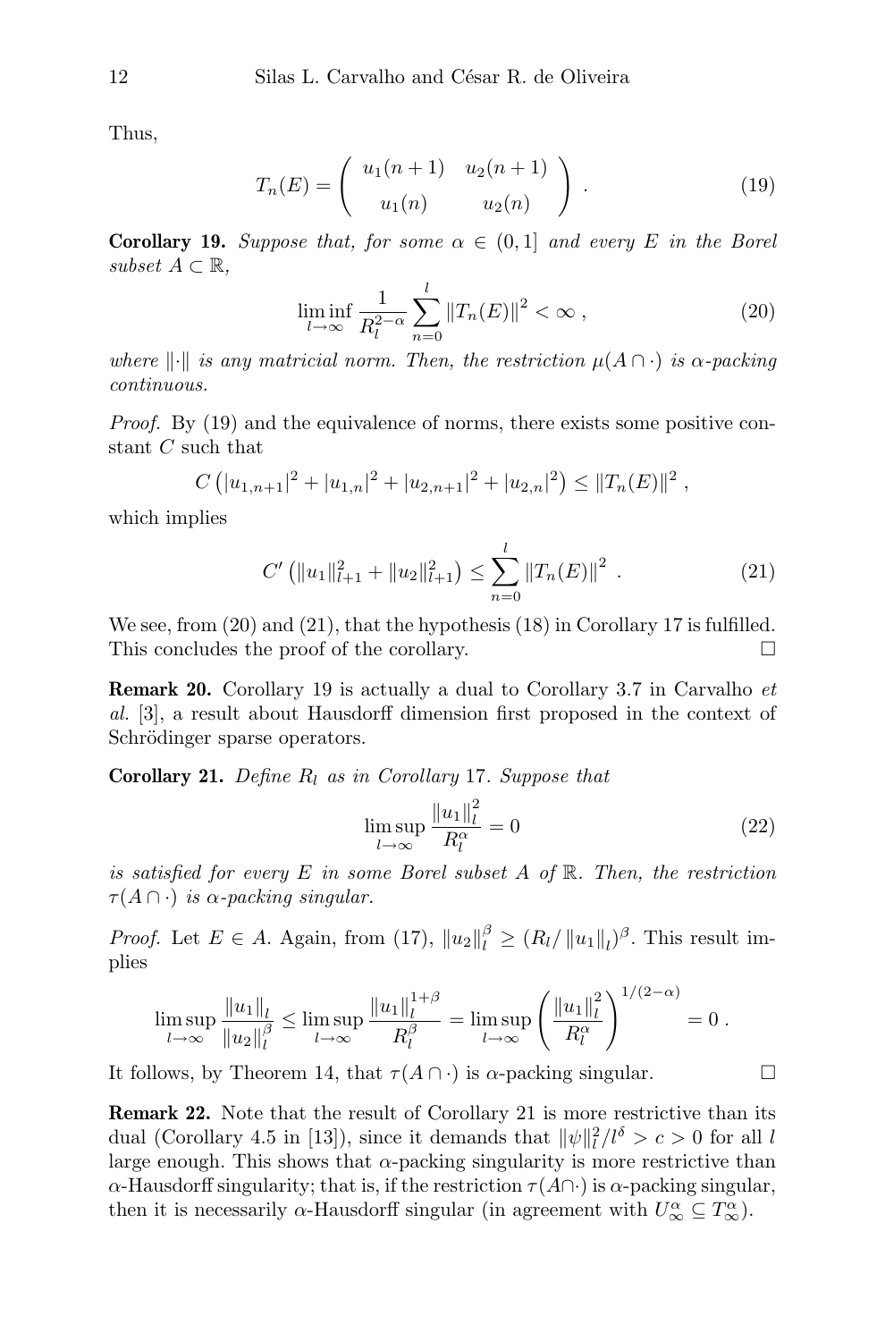Thus,

$$T_n(E) = \begin{pmatrix} u_1(n+1) & u_2(n+1) \\ u_1(n) & u_2(n) \end{pmatrix} . \tag{19}$$

**Corollary 19.** *Suppose that, for some $\alpha \in (0,1]$ and every $E$ in the Borel subset $A \subset \mathbb{R}$,*

$$\liminf_{l\to\infty} \frac{1}{R_l^{2-\alpha}} \sum_{n=0}^{l} \|T_n(E)\|^2 < \infty , \tag{20}$$

*where $\|\cdot\|$ is any matricial norm. Then, the restriction $\mu(A \cap \cdot)$ is $\alpha$-packing continuous.*

*Proof.* By (19) and the equivalence of norms, there exists some positive constant $C$ such that

$$C\left(|u_{1,n+1}|^2 + |u_{1,n}|^2 + |u_{2,n+1}|^2 + |u_{2,n}|^2\right) \le \|T_n(E)\|^2 ,$$

which implies

$$C'\left(\|u_1\|_{l+1}^2 + \|u_2\|_{l+1}^2\right) \le \sum_{n=0}^{l} \|T_n(E)\|^2 . \tag{21}$$

We see, from (20) and (21), that the hypothesis (18) in Corollary 17 is fulfilled. This concludes the proof of the corollary. □

**Remark 20.** Corollary 19 is actually a dual to Corollary 3.7 in Carvalho *et al.* [3], a result about Hausdorff dimension first proposed in the context of Schrödinger sparse operators.

**Corollary 21.** *Define $R_l$ as in Corollary 17. Suppose that*

$$\limsup_{l\to\infty} \frac{\|u_1\|_l^2}{R_l^{\alpha}} = 0 \tag{22}$$

*is satisfied for every $E$ in some Borel subset $A$ of $\mathbb{R}$. Then, the restriction $\tau(A \cap \cdot)$ is $\alpha$-packing singular.*

*Proof.* Let $E \in A$. Again, from (17), $\|u_2\|_l^{\beta} \ge (R_l/\|u_1\|_l)^{\beta}$. This result implies

$$\limsup_{l\to\infty} \frac{\|u_1\|_l}{\|u_2\|_l^{\beta}} \le \limsup_{l\to\infty} \frac{\|u_1\|_l^{1+\beta}}{R_l^{\beta}} = \limsup_{l\to\infty} \left(\frac{\|u_1\|_l^2}{R_l^{\alpha}}\right)^{1/(2-\alpha)} = 0 .$$

It follows, by Theorem 14, that $\tau(A \cap \cdot)$ is $\alpha$-packing singular. □

**Remark 22.** Note that the result of Corollary 21 is more restrictive than its dual (Corollary 4.5 in [13]), since it demands that $\|\psi\|_l^2/l^{\delta} > c > 0$ for all $l$ large enough. This shows that $\alpha$-packing singularity is more restrictive than $\alpha$-Hausdorff singularity; that is, if the restriction $\tau(A\cap\cdot)$ is $\alpha$-packing singular, then it is necessarily $\alpha$-Hausdorff singular (in agreement with $U_\infty^\alpha \subseteq T_\infty^\alpha$).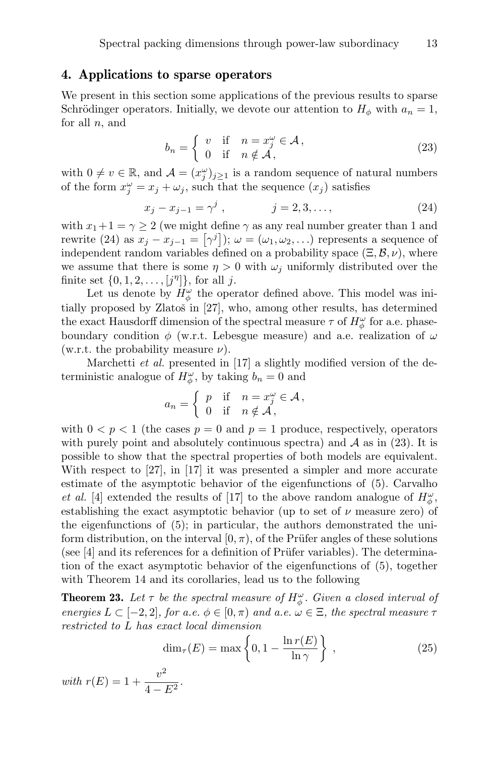## 4. Applications to sparse operators

We present in this section some applications of the previous results to sparse Schrödinger operators. Initially, we devote our attention to $H_\phi$ with $a_n = 1$, for all $n$, and

$$b_n = \begin{cases} v & \text{if} \quad n = x_j^\omega \in \mathcal{A}\,, \\ 0 & \text{if} \quad n \notin \mathcal{A}\,, \end{cases} \tag{23}$$

with $0 \neq v \in \mathbb{R}$, and $\mathcal{A} = (x_j^\omega)_{j \geq 1}$ is a random sequence of natural numbers of the form $x_j^\omega = x_j + \omega_j$, such that the sequence $(x_j)$ satisfies

$$x_j - x_{j-1} = \gamma^j\,, \qquad\qquad j = 2, 3, \ldots, \tag{24}$$

with $x_1 + 1 = \gamma \geq 2$ (we might define $\gamma$ as any real number greater than 1 and rewrite (24) as $x_j - x_{j-1} = \lceil \gamma^j \rceil$); $\omega = (\omega_1, \omega_2, \ldots)$ represents a sequence of independent random variables defined on a probability space $(\Xi, \mathcal{B}, \nu)$, where we assume that there is some $\eta > 0$ with $\omega_j$ uniformly distributed over the finite set $\{0, 1, 2, \ldots, [j^\eta]\}$, for all $j$.

Let us denote by $H_\phi^\omega$ the operator defined above. This model was initially proposed by Zlatoš in [27], who, among other results, has determined the exact Hausdorff dimension of the spectral measure $\tau$ of $H_\phi^\omega$ for a.e. phase-boundary condition $\phi$ (w.r.t. Lebesgue measure) and a.e. realization of $\omega$ (w.r.t. the probability measure $\nu$).

Marchetti *et al.* presented in [17] a slightly modified version of the deterministic analogue of $H_\phi^\omega$, by taking $b_n = 0$ and

$$a_n = \begin{cases} p & \text{if} \quad n = x_j^\omega \in \mathcal{A}\,, \\ 0 & \text{if} \quad n \notin \mathcal{A}\,, \end{cases}$$

with $0 < p < 1$ (the cases $p = 0$ and $p = 1$ produce, respectively, operators with purely point and absolutely continuous spectra) and $\mathcal{A}$ as in (23). It is possible to show that the spectral properties of both models are equivalent. With respect to [27], in [17] it was presented a simpler and more accurate estimate of the asymptotic behavior of the eigenfunctions of (5). Carvalho *et al.* [4] extended the results of [17] to the above random analogue of $H_\phi^\omega$, establishing the exact asymptotic behavior (up to set of $\nu$ measure zero) of the eigenfunctions of (5); in particular, the authors demonstrated the uniform distribution, on the interval $[0, \pi)$, of the Prüfer angles of these solutions (see [4] and its references for a definition of Prüfer variables). The determination of the exact asymptotic behavior of the eigenfunctions of (5), together with Theorem 14 and its corollaries, lead us to the following

**Theorem 23.** *Let $\tau$ be the spectral measure of $H_\phi^\omega$. Given a closed interval of energies $L \subset [-2, 2]$, for a.e. $\phi \in [0, \pi)$ and a.e. $\omega \in \Xi$, the spectral measure $\tau$ restricted to $L$ has exact local dimension*

$$\dim_\tau(E) = \max\left\{0, 1 - \frac{\ln r(E)}{\ln \gamma}\right\}\,, \tag{25}$$

*with* $r(E) = 1 + \dfrac{v^2}{4 - E^2}$.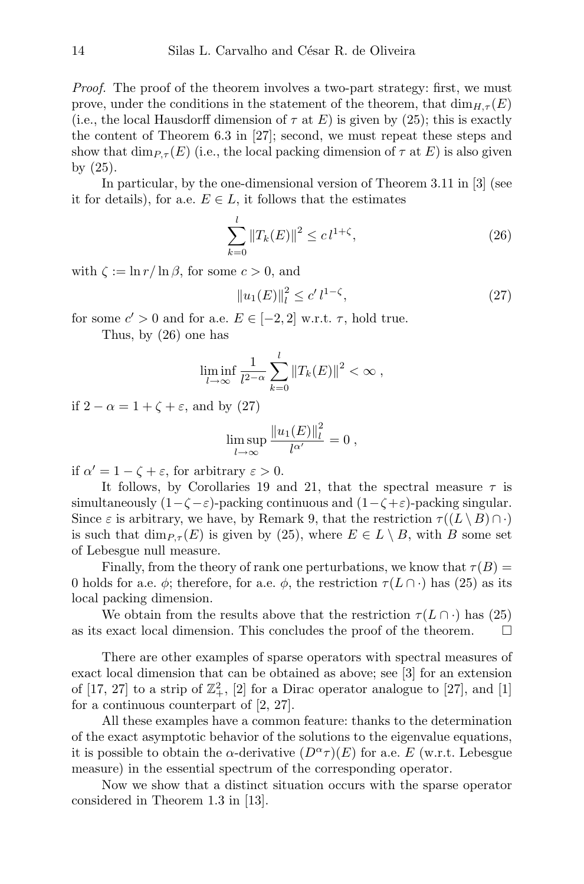*Proof.* The proof of the theorem involves a two-part strategy: first, we must prove, under the conditions in the statement of the theorem, that $\dim_{H,\tau}(E)$ (i.e., the local Hausdorff dimension of $\tau$ at $E$) is given by (25); this is exactly the content of Theorem 6.3 in [27]; second, we must repeat these steps and show that $\dim_{P,\tau}(E)$ (i.e., the local packing dimension of $\tau$ at $E$) is also given by (25).

In particular, by the one-dimensional version of Theorem 3.11 in [3] (see it for details), for a.e. $E \in L$, it follows that the estimates

$$\sum_{k=0}^{l} \|T_k(E)\|^2 \leq c\, l^{1+\zeta}, \tag{26}$$

with $\zeta := \ln r / \ln \beta$, for some $c > 0$, and

$$\|u_1(E)\|_l^2 \leq c'\, l^{1-\zeta}, \tag{27}$$

for some $c' > 0$ and for a.e. $E \in [-2, 2]$ w.r.t. $\tau$, hold true.

Thus, by (26) one has

$$\liminf_{l \to \infty} \frac{1}{l^{2-\alpha}} \sum_{k=0}^{l} \|T_k(E)\|^2 < \infty\ ,$$

if $2 - \alpha = 1 + \zeta + \varepsilon$, and by (27)

$$\limsup_{l \to \infty} \frac{\|u_1(E)\|_l^2}{l^{\alpha'}} = 0\ ,$$

if $\alpha' = 1 - \zeta + \varepsilon$, for arbitrary $\varepsilon > 0$.

It follows, by Corollaries 19 and 21, that the spectral measure $\tau$ is simultaneously $(1-\zeta-\varepsilon)$-packing continuous and $(1-\zeta+\varepsilon)$-packing singular. Since $\varepsilon$ is arbitrary, we have, by Remark 9, that the restriction $\tau((L \setminus B) \cap \cdot)$ is such that $\dim_{P,\tau}(E)$ is given by (25), where $E \in L \setminus B$, with $B$ some set of Lebesgue null measure.

Finally, from the theory of rank one perturbations, we know that $\tau(B) = 0$ holds for a.e. $\phi$; therefore, for a.e. $\phi$, the restriction $\tau(L \cap \cdot)$ has (25) as its local packing dimension.

We obtain from the results above that the restriction $\tau(L \cap \cdot)$ has (25) as its exact local dimension. This concludes the proof of the theorem. $\square$

There are other examples of sparse operators with spectral measures of exact local dimension that can be obtained as above; see [3] for an extension of [17, 27] to a strip of $\mathbb{Z}_+^2$, [2] for a Dirac operator analogue to [27], and [1] for a continuous counterpart of [2, 27].

All these examples have a common feature: thanks to the determination of the exact asymptotic behavior of the solutions to the eigenvalue equations, it is possible to obtain the $\alpha$-derivative $(D^\alpha \tau)(E)$ for a.e. $E$ (w.r.t. Lebesgue measure) in the essential spectrum of the corresponding operator.

Now we show that a distinct situation occurs with the sparse operator considered in Theorem 1.3 in [13].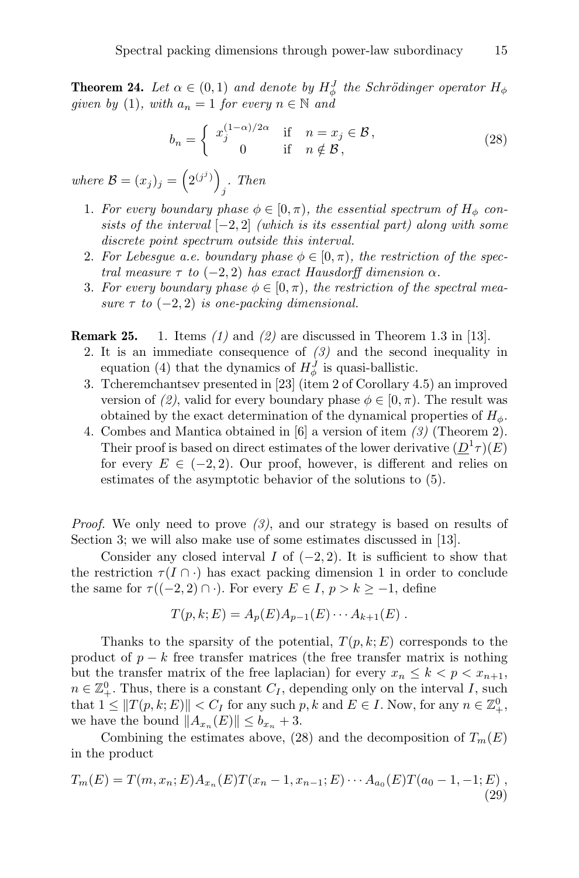**Theorem 24.** *Let $\alpha \in (0,1)$ and denote by $H_\phi^J$ the Schrödinger operator $H_\phi$ given by* (1)*, with $a_n = 1$ for every $n \in \mathbb{N}$ and*

$$b_n = \begin{cases} x_j^{(1-\alpha)/2\alpha} & \text{if} \quad n = x_j \in \mathcal{B}\,, \\ 0 & \text{if} \quad n \notin \mathcal{B}\,, \end{cases} \tag{28}$$

*where $\mathcal{B} = (x_j)_j = \left(2^{(j^j)}\right)_j$. Then*

1. *For every boundary phase $\phi \in [0,\pi)$, the essential spectrum of $H_\phi$ consists of the interval $[-2,2]$ (which is its essential part) along with some discrete point spectrum outside this interval.*
2. *For Lebesgue a.e. boundary phase $\phi \in [0,\pi)$, the restriction of the spectral measure $\tau$ to $(-2,2)$ has exact Hausdorff dimension $\alpha$.*
3. *For every boundary phase $\phi \in [0,\pi)$, the restriction of the spectral measure $\tau$ to $(-2,2)$ is one-packing dimensional.*

**Remark 25.**
1. Items *(1)* and *(2)* are discussed in Theorem 1.3 in [13].
2. It is an immediate consequence of *(3)* and the second inequality in equation (4) that the dynamics of $H_\phi^J$ is quasi-ballistic.
3. Tcheremchantsev presented in [23] (item 2 of Corollary 4.5) an improved version of *(2)*, valid for every boundary phase $\phi \in [0,\pi)$. The result was obtained by the exact determination of the dynamical properties of $H_\phi$.
4. Combes and Mantica obtained in [6] a version of item *(3)* (Theorem 2). Their proof is based on direct estimates of the lower derivative $(\underline{D}^1\tau)(E)$ for every $E \in (-2,2)$. Our proof, however, is different and relies on estimates of the asymptotic behavior of the solutions to (5).

*Proof.* We only need to prove *(3)*, and our strategy is based on results of Section 3; we will also make use of some estimates discussed in [13].

Consider any closed interval $I$ of $(-2,2)$. It is sufficient to show that the restriction $\tau(I \cap \cdot)$ has exact packing dimension 1 in order to conclude the same for $\tau((-2,2) \cap \cdot)$. For every $E \in I$, $p > k \geq -1$, define

$$T(p,k;E) = A_p(E)A_{p-1}(E)\cdots A_{k+1}(E)\,.$$

Thanks to the sparsity of the potential, $T(p,k;E)$ corresponds to the product of $p-k$ free transfer matrices (the free transfer matrix is nothing but the transfer matrix of the free laplacian) for every $x_n \leq k < p < x_{n+1}$, $n \in \mathbb{Z}_+^0$. Thus, there is a constant $C_I$, depending only on the interval $I$, such that $1 \leq \|T(p,k;E)\| < C_I$ for any such $p,k$ and $E \in I$. Now, for any $n \in \mathbb{Z}_+^0$, we have the bound $\|A_{x_n}(E)\| \leq b_{x_n} + 3$.

Combining the estimates above, (28) and the decomposition of $T_m(E)$ in the product

$$T_m(E) = T(m,x_n;E)A_{x_n}(E)T(x_n-1,x_{n-1};E)\cdots A_{a_0}(E)T(a_0-1,-1;E)\,, \tag{29}$$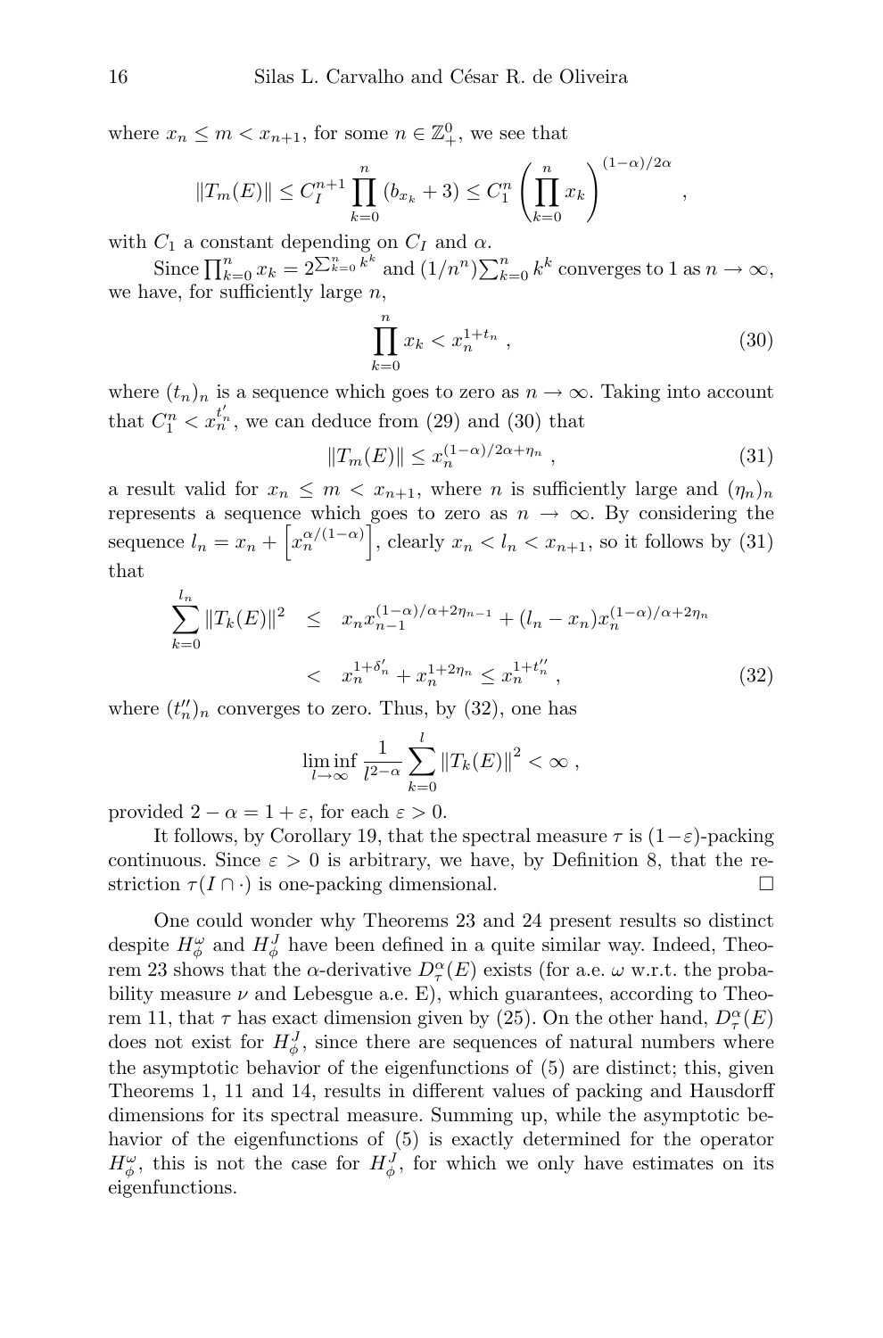where $x_n \leq m < x_{n+1}$, for some $n \in \mathbb{Z}_+^0$, we see that

$$\|T_m(E)\| \leq C_I^{n+1} \prod_{k=0}^{n} (b_{x_k} + 3) \leq C_1^n \left( \prod_{k=0}^{n} x_k \right)^{(1-\alpha)/2\alpha} ,$$

with $C_1$ a constant depending on $C_I$ and $\alpha$.

Since $\prod_{k=0}^{n} x_k = 2^{\sum_{k=0}^{n} k^k}$ and $(1/n^n)\sum_{k=0}^{n} k^k$ converges to 1 as $n \to \infty$, we have, for sufficiently large $n$,

$$\prod_{k=0}^{n} x_k < x_n^{1+t_n} , \tag{30}$$

where $(t_n)_n$ is a sequence which goes to zero as $n \to \infty$. Taking into account that $C_1^n < x_n^{t_n'}$, we can deduce from (29) and (30) that

$$\|T_m(E)\| \leq x_n^{(1-\alpha)/2\alpha + \eta_n} , \tag{31}$$

a result valid for $x_n \leq m < x_{n+1}$, where $n$ is sufficiently large and $(\eta_n)_n$ represents a sequence which goes to zero as $n \to \infty$. By considering the sequence $l_n = x_n + \left[ x_n^{\alpha/(1-\alpha)} \right]$, clearly $x_n < l_n < x_{n+1}$, so it follows by (31) that

$$\begin{aligned} \sum_{k=0}^{l_n} \|T_k(E)\|^2 &\leq x_n x_{n-1}^{(1-\alpha)/\alpha + 2\eta_{n-1}} + (l_n - x_n) x_n^{(1-\alpha)/\alpha + 2\eta_n} \\ &< x_n^{1+\delta_n'} + x_n^{1+2\eta_n} \leq x_n^{1+t_n''} , \end{aligned} \tag{32}$$

where $(t_n'')_n$ converges to zero. Thus, by (32), one has

$$\liminf_{l \to \infty} \frac{1}{l^{2-\alpha}} \sum_{k=0}^{l} \|T_k(E)\|^2 < \infty ,$$

provided $2 - \alpha = 1 + \varepsilon$, for each $\varepsilon > 0$.

It follows, by Corollary 19, that the spectral measure $\tau$ is $(1-\varepsilon)$-packing continuous. Since $\varepsilon > 0$ is arbitrary, we have, by Definition 8, that the restriction $\tau(I \cap \cdot)$ is one-packing dimensional. □

One could wonder why Theorems 23 and 24 present results so distinct despite $H_\phi^\omega$ and $H_\phi^J$ have been defined in a quite similar way. Indeed, Theorem 23 shows that the $\alpha$-derivative $D_\tau^\alpha(E)$ exists (for a.e. $\omega$ w.r.t. the probability measure $\nu$ and Lebesgue a.e. E), which guarantees, according to Theorem 11, that $\tau$ has exact dimension given by (25). On the other hand, $D_\tau^\alpha(E)$ does not exist for $H_\phi^J$, since there are sequences of natural numbers where the asymptotic behavior of the eigenfunctions of (5) are distinct; this, given Theorems 1, 11 and 14, results in different values of packing and Hausdorff dimensions for its spectral measure. Summing up, while the asymptotic behavior of the eigenfunctions of (5) is exactly determined for the operator $H_\phi^\omega$, this is not the case for $H_\phi^J$, for which we only have estimates on its eigenfunctions.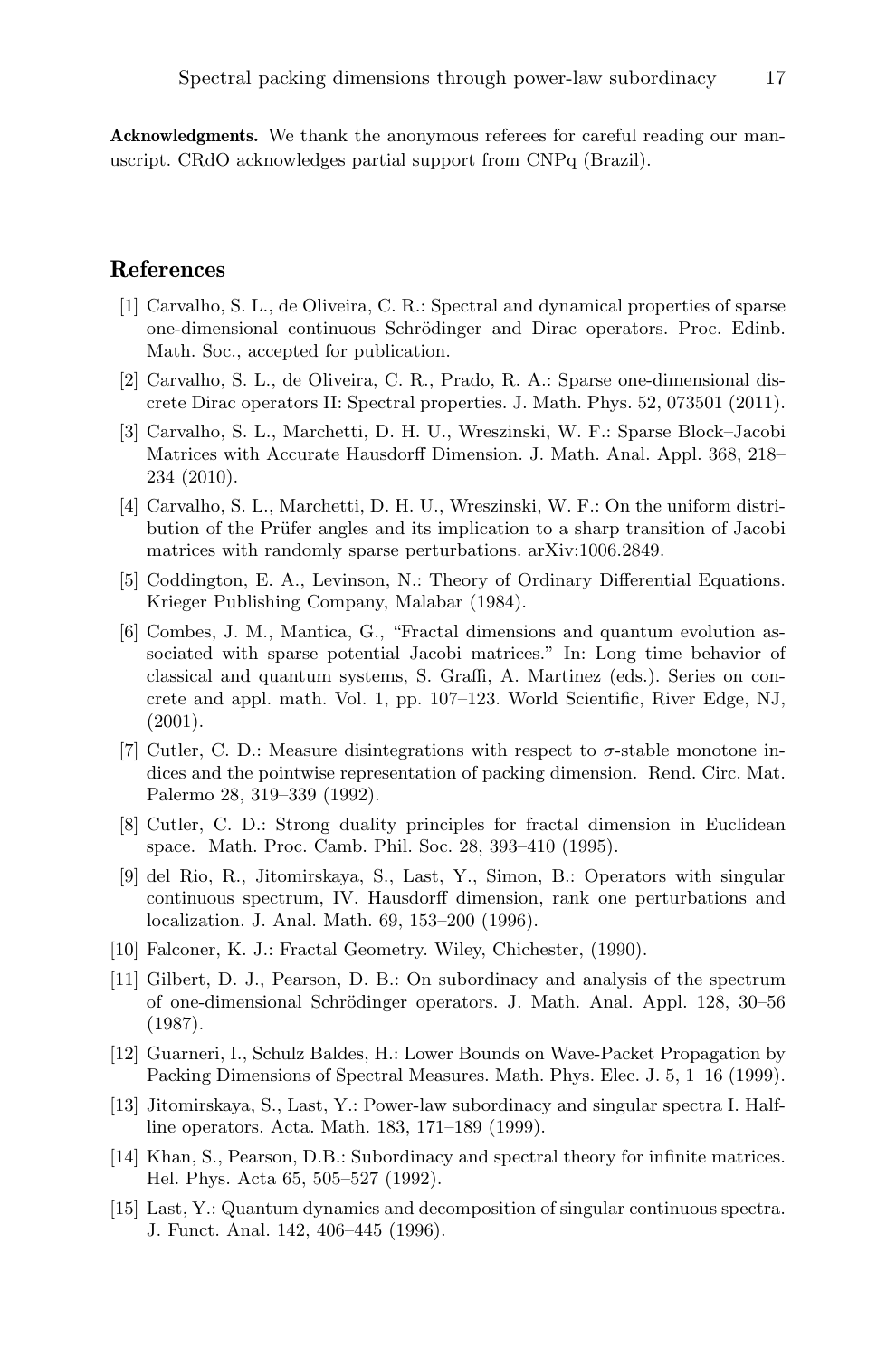**Acknowledgments.** We thank the anonymous referees for careful reading our manuscript. CRdO acknowledges partial support from CNPq (Brazil).

## References

[1] Carvalho, S. L., de Oliveira, C. R.: Spectral and dynamical properties of sparse one-dimensional continuous Schrödinger and Dirac operators. Proc. Edinb. Math. Soc., accepted for publication.

[2] Carvalho, S. L., de Oliveira, C. R., Prado, R. A.: Sparse one-dimensional discrete Dirac operators II: Spectral properties. J. Math. Phys. 52, 073501 (2011).

[3] Carvalho, S. L., Marchetti, D. H. U., Wreszinski, W. F.: Sparse Block–Jacobi Matrices with Accurate Hausdorff Dimension. J. Math. Anal. Appl. 368, 218–234 (2010).

[4] Carvalho, S. L., Marchetti, D. H. U., Wreszinski, W. F.: On the uniform distribution of the Prüfer angles and its implication to a sharp transition of Jacobi matrices with randomly sparse perturbations. arXiv:1006.2849.

[5] Coddington, E. A., Levinson, N.: Theory of Ordinary Differential Equations. Krieger Publishing Company, Malabar (1984).

[6] Combes, J. M., Mantica, G., "Fractal dimensions and quantum evolution associated with sparse potential Jacobi matrices." In: Long time behavior of classical and quantum systems, S. Graffi, A. Martinez (eds.). Series on concrete and appl. math. Vol. 1, pp. 107–123. World Scientific, River Edge, NJ, (2001).

[7] Cutler, C. D.: Measure disintegrations with respect to $\sigma$-stable monotone indices and the pointwise representation of packing dimension. Rend. Circ. Mat. Palermo 28, 319–339 (1992).

[8] Cutler, C. D.: Strong duality principles for fractal dimension in Euclidean space. Math. Proc. Camb. Phil. Soc. 28, 393–410 (1995).

[9] del Rio, R., Jitomirskaya, S., Last, Y., Simon, B.: Operators with singular continuous spectrum, IV. Hausdorff dimension, rank one perturbations and localization. J. Anal. Math. 69, 153–200 (1996).

[10] Falconer, K. J.: Fractal Geometry. Wiley, Chichester, (1990).

[11] Gilbert, D. J., Pearson, D. B.: On subordinacy and analysis of the spectrum of one-dimensional Schrödinger operators. J. Math. Anal. Appl. 128, 30–56 (1987).

[12] Guarneri, I., Schulz Baldes, H.: Lower Bounds on Wave-Packet Propagation by Packing Dimensions of Spectral Measures. Math. Phys. Elec. J. 5, 1–16 (1999).

[13] Jitomirskaya, S., Last, Y.: Power-law subordinacy and singular spectra I. Half-line operators. Acta. Math. 183, 171–189 (1999).

[14] Khan, S., Pearson, D.B.: Subordinacy and spectral theory for infinite matrices. Hel. Phys. Acta 65, 505–527 (1992).

[15] Last, Y.: Quantum dynamics and decomposition of singular continuous spectra. J. Funct. Anal. 142, 406–445 (1996).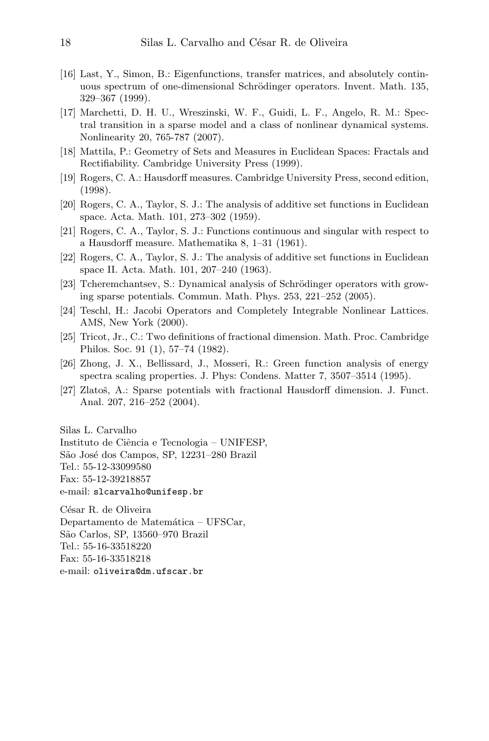[16] Last, Y., Simon, B.: Eigenfunctions, transfer matrices, and absolutely continuous spectrum of one-dimensional Schrödinger operators. Invent. Math. 135, 329–367 (1999).

[17] Marchetti, D. H. U., Wreszinski, W. F., Guidi, L. F., Angelo, R. M.: Spectral transition in a sparse model and a class of nonlinear dynamical systems. Nonlinearity 20, 765-787 (2007).

[18] Mattila, P.: Geometry of Sets and Measures in Euclidean Spaces: Fractals and Rectifiability. Cambridge University Press (1999).

[19] Rogers, C. A.: Hausdorff measures. Cambridge University Press, second edition, (1998).

[20] Rogers, C. A., Taylor, S. J.: The analysis of additive set functions in Euclidean space. Acta. Math. 101, 273–302 (1959).

[21] Rogers, C. A., Taylor, S. J.: Functions continuous and singular with respect to a Hausdorff measure. Mathematika 8, 1–31 (1961).

[22] Rogers, C. A., Taylor, S. J.: The analysis of additive set functions in Euclidean space II. Acta. Math. 101, 207–240 (1963).

[23] Tcheremchantsev, S.: Dynamical analysis of Schrödinger operators with growing sparse potentials. Commun. Math. Phys. 253, 221–252 (2005).

[24] Teschl, H.: Jacobi Operators and Completely Integrable Nonlinear Lattices. AMS, New York (2000).

[25] Tricot, Jr., C.: Two definitions of fractional dimension. Math. Proc. Cambridge Philos. Soc. 91 (1), 57–74 (1982).

[26] Zhong, J. X., Bellissard, J., Mosseri, R.: Green function analysis of energy spectra scaling properties. J. Phys: Condens. Matter 7, 3507–3514 (1995).

[27] Zlatoš, A.: Sparse potentials with fractional Hausdorff dimension. J. Funct. Anal. 207, 216–252 (2004).

Silas L. Carvalho
Instituto de Ciência e Tecnologia – UNIFESP,
São José dos Campos, SP, 12231–280 Brazil
Tel.: 55-12-33099580
Fax: 55-12-39218857
e-mail: slcarvalho@unifesp.br

César R. de Oliveira
Departamento de Matemática – UFSCar,
São Carlos, SP, 13560–970 Brazil
Tel.: 55-16-33518220
Fax: 55-16-33518218
e-mail: oliveira@dm.ufscar.br